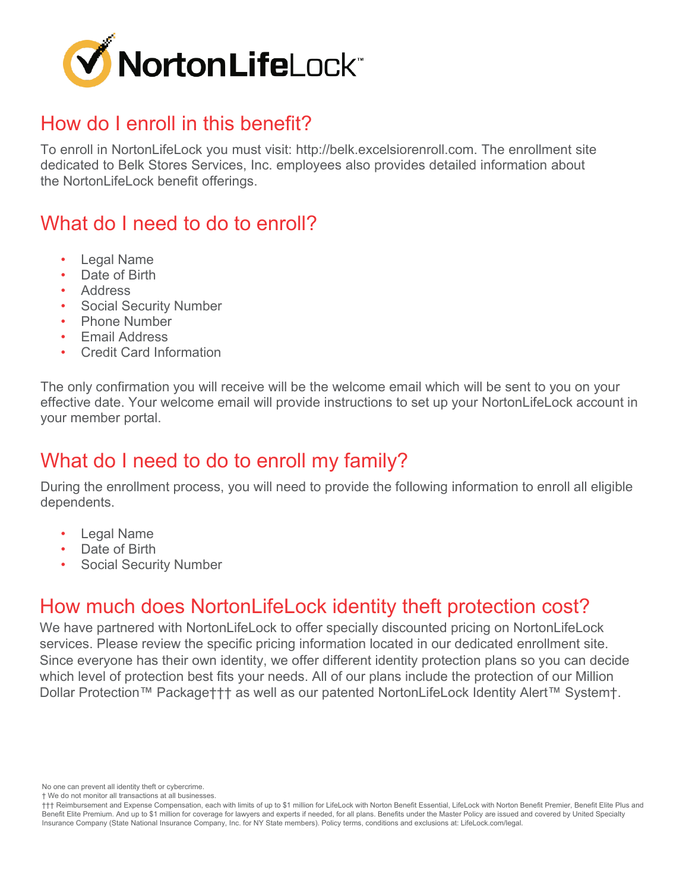NortonLifeLock™

## How do I enroll in this benefit?

To enroll in NortonLifeLock you must visit: http://belk.excelsiorenroll.com. The enrollment site dedicated to Belk Stores Services, Inc. employees also provides detailed information about the NortonLifeLock benefit offerings.

## What do I need to do to enroll?

- Legal Name
- Date of Birth
- Address
- Social Security Number
- Phone Number
- Email Address
- Credit Card Information

The only confirmation you will receive will be the welcome email which will be sent to you on your effective date. Your welcome email will provide instructions to set up your NortonLifeLock account in your member portal.

## What do I need to do to enroll my family?

During the enrollment process, you will need to provide the following information to enroll all eligible dependents.

- Legal Name
- Date of Birth
- Social Security Number

## How much does NortonLifeLock identity theft protection cost?

We have partnered with NortonLifeLock to offer specially discounted pricing on NortonLifeLock services. Please review the specific pricing information located in our dedicated enrollment site. Since everyone has their own identity, we offer different identity protection plans so you can decide which level of protection best fits your needs. All of our plans include the protection of our Million Dollar Protection™ Package††† as well as our patented NortonLifeLock Identity Alert™ System†.

No one can prevent all identity theft or cybercrime.

† We do not monitor all transactions at all businesses.

††† Reimbursement and Expense Compensation, each with limits of up to $1 million for LifeLock with Norton Benefit Essential, LifeLock with Norton Benefit Premier, Benefit Elite Plus and Benefit Elite Premium. And up to $1 million for coverage for lawyers and experts if needed, for all plans. Benefits under the Master Policy are issued and covered by United Specialty Insurance Company (State National Insurance Company, Inc. for NY State members). Policy terms, conditions and exclusions at: LifeLock.com/legal.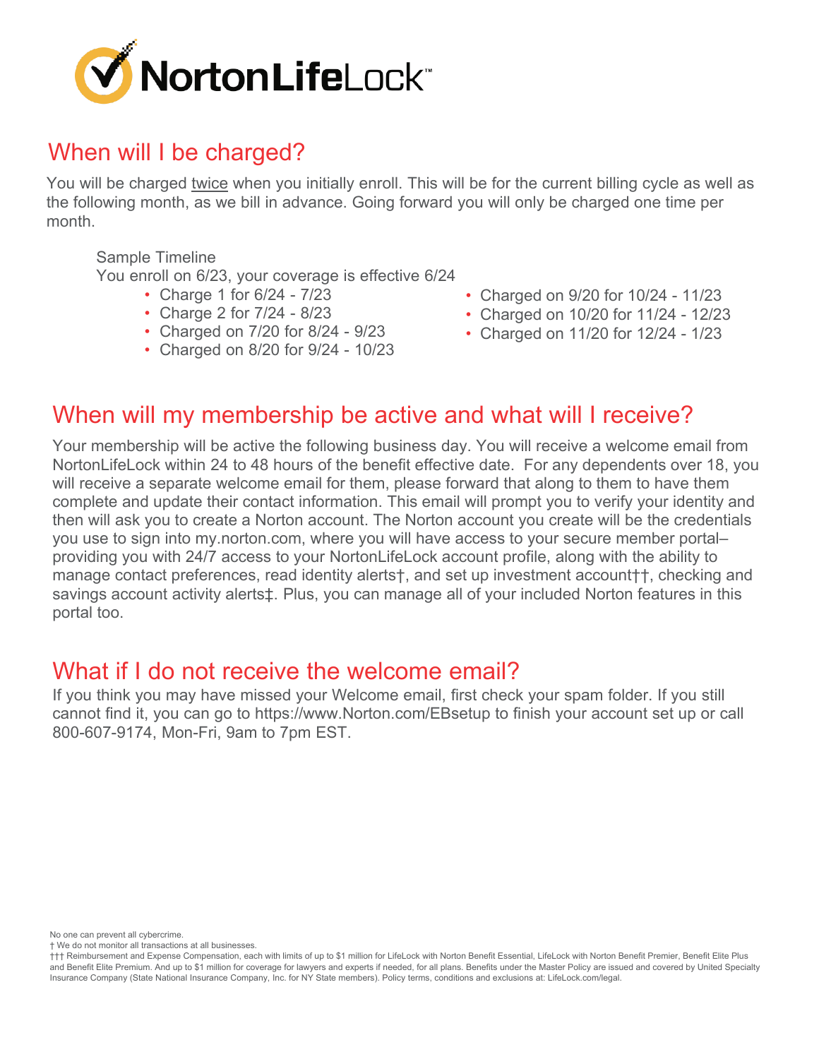NortonLifeLock™

## When will I be charged?

You will be charged twice when you initially enroll. This will be for the current billing cycle as well as the following month, as we bill in advance. Going forward you will only be charged one time per month.

Sample Timeline
You enroll on 6/23, your coverage is effective 6/24

- Charge 1 for 6/24 - 7/23
- Charge 2 for 7/24 - 8/23
- Charged on 7/20 for 8/24 - 9/23
- Charged on 8/20 for 9/24 - 10/23
- Charged on 9/20 for 10/24 - 11/23
- Charged on 10/20 for 11/24 - 12/23
- Charged on 11/20 for 12/24 - 1/23

## When will my membership be active and what will I receive?

Your membership will be active the following business day. You will receive a welcome email from NortonLifeLock within 24 to 48 hours of the benefit effective date. For any dependents over 18, you will receive a separate welcome email for them, please forward that along to them to have them complete and update their contact information. This email will prompt you to verify your identity and then will ask you to create a Norton account. The Norton account you create will be the credentials you use to sign into my.norton.com, where you will have access to your secure member portal– providing you with 24/7 access to your NortonLifeLock account profile, along with the ability to manage contact preferences, read identity alerts†, and set up investment account††, checking and savings account activity alerts‡. Plus, you can manage all of your included Norton features in this portal too.

## What if I do not receive the welcome email?

If you think you may have missed your Welcome email, first check your spam folder. If you still cannot find it, you can go to https://www.Norton.com/EBsetup to finish your account set up or call 800-607-9174, Mon-Fri, 9am to 7pm EST.

No one can prevent all cybercrime.
† We do not monitor all transactions at all businesses.
††† Reimbursement and Expense Compensation, each with limits of up to $1 million for LifeLock with Norton Benefit Essential, LifeLock with Norton Benefit Premier, Benefit Elite Plus and Benefit Elite Premium. And up to $1 million for coverage for lawyers and experts if needed, for all plans. Benefits under the Master Policy are issued and covered by United Specialty Insurance Company (State National Insurance Company, Inc. for NY State members). Policy terms, conditions and exclusions at: LifeLock.com/legal.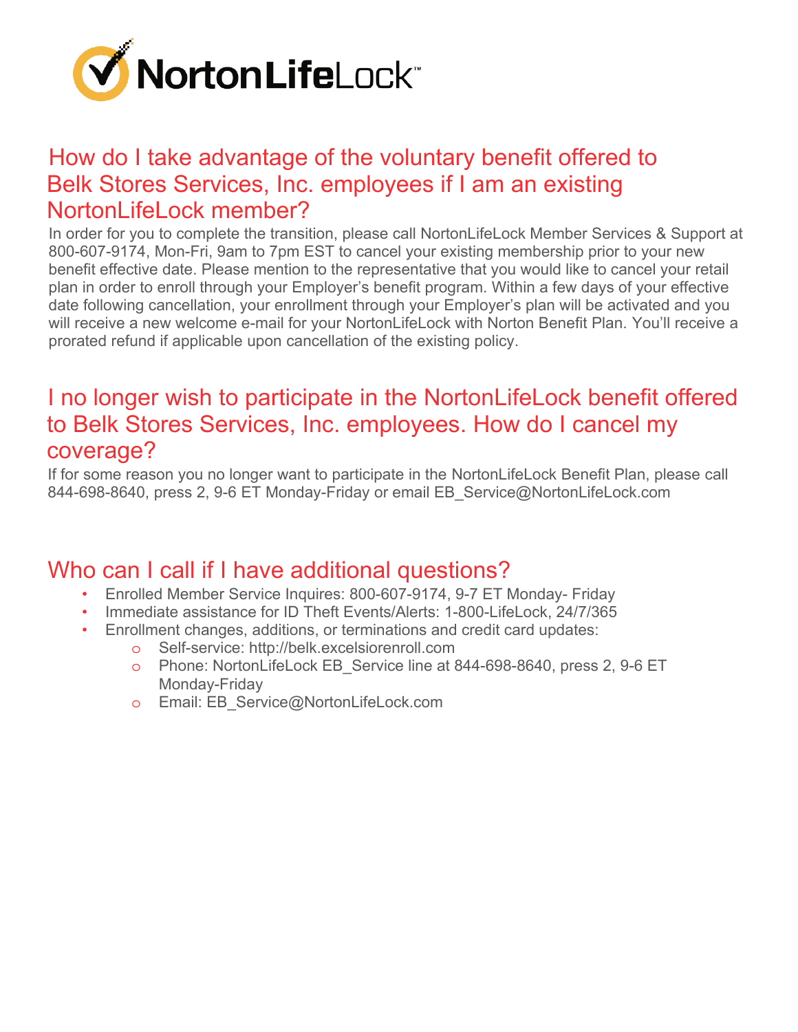NortonLifeLock

## How do I take advantage of the voluntary benefit offered to Belk Stores Services, Inc. employees if I am an existing NortonLifeLock member?

In order for you to complete the transition, please call NortonLifeLock Member Services & Support at 800-607-9174, Mon-Fri, 9am to 7pm EST to cancel your existing membership prior to your new benefit effective date. Please mention to the representative that you would like to cancel your retail plan in order to enroll through your Employer's benefit program. Within a few days of your effective date following cancellation, your enrollment through your Employer's plan will be activated and you will receive a new welcome e-mail for your NortonLifeLock with Norton Benefit Plan. You'll receive a prorated refund if applicable upon cancellation of the existing policy.

## I no longer wish to participate in the NortonLifeLock benefit offered to Belk Stores Services, Inc. employees. How do I cancel my coverage?

If for some reason you no longer want to participate in the NortonLifeLock Benefit Plan, please call 844-698-8640, press 2, 9-6 ET Monday-Friday or email EB_Service@NortonLifeLock.com

## Who can I call if I have additional questions?

- Enrolled Member Service Inquires: 800-607-9174, 9-7 ET Monday- Friday
- Immediate assistance for ID Theft Events/Alerts: 1-800-LifeLock, 24/7/365
- Enrollment changes, additions, or terminations and credit card updates:
  - Self-service: http://belk.excelsiorenroll.com
  - Phone: NortonLifeLock EB_Service line at 844-698-8640, press 2, 9-6 ET Monday-Friday
  - Email: EB_Service@NortonLifeLock.com